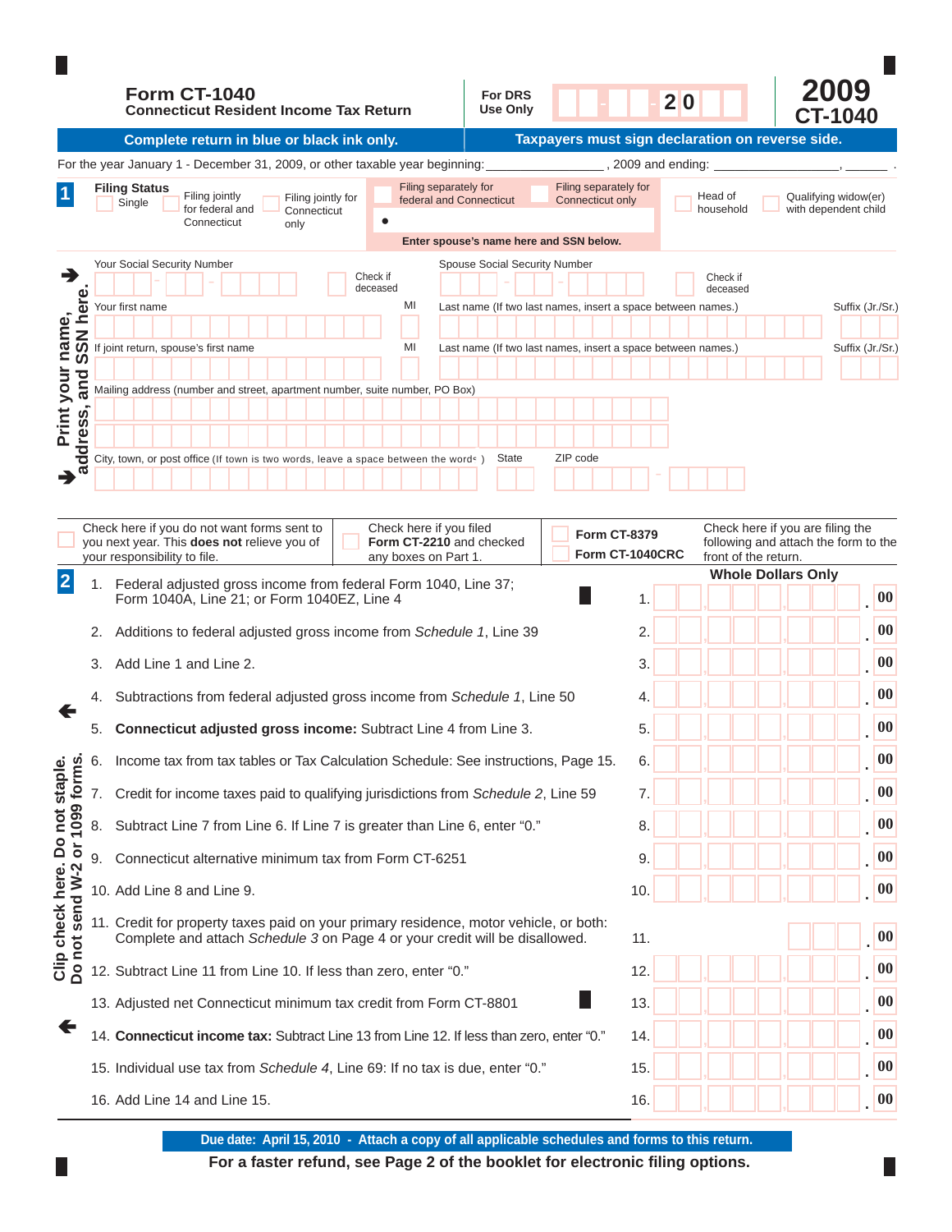# Form CT-1040

**Connecticut Resident Income Tax Return**

For DRS Use Only — 20

**2009 CT-1040**

**Complete return in blue or black ink only.** | **Taxpayers must sign declaration on reverse side.**

For the year January 1 - December 31, 2009, or other taxable year beginning: ________________ , 2009 and ending: ________________ , ______ .

## 1 Filing Status

- Single
- Filing jointly for federal and Connecticut
- Filing jointly for Connecticut only
- Filing separately for federal and Connecticut
- Filing separately for Connecticut only
- Head of household
- Qualifying widow(er) with dependent child

Enter spouse's name here and SSN below.

**Print your name, address, and SSN here.**

Your Social Security Number | Check if deceased

Spouse Social Security Number | Check if deceased

Your first name | MI | Last name (If two last names, insert a space between names.) | Suffix (Jr./Sr.)

If joint return, spouse's first name | MI | Last name (If two last names, insert a space between names.) | Suffix (Jr./Sr.)

Mailing address (number and street, apartment number, suite number, PO Box)

City, town, or post office (If town is two words, leave a space between the words) | State | ZIP code

Check here if you do not want forms sent to you next year. This **does not** relieve you of your responsibility to file.

Check here if you filed **Form CT-2210** and checked any boxes on Part 1.

**Form CT-8379**
**Form CT-1040CRC**
Check here if you are filing the following and attach the form to the front of the return.

## 2

**Whole Dollars Only**

| | | Line | Amount |
|---|---|---|---|
| 1. | Federal adjusted gross income from federal Form 1040, Line 37; Form 1040A, Line 21; or Form 1040EZ, Line 4 | 1. | .00 |
| 2. | Additions to federal adjusted gross income from *Schedule 1*, Line 39 | 2. | .00 |
| 3. | Add Line 1 and Line 2. | 3. | .00 |
| 4. | Subtractions from federal adjusted gross income from *Schedule 1*, Line 50 | 4. | .00 |
| 5. | **Connecticut adjusted gross income:** Subtract Line 4 from Line 3. | 5. | .00 |
| 6. | Income tax from tax tables or Tax Calculation Schedule: See instructions, Page 15. | 6. | .00 |
| 7. | Credit for income taxes paid to qualifying jurisdictions from *Schedule 2*, Line 59 | 7. | .00 |
| 8. | Subtract Line 7 from Line 6. If Line 7 is greater than Line 6, enter "0." | 8. | .00 |
| 9. | Connecticut alternative minimum tax from Form CT-6251 | 9. | .00 |
| 10. | Add Line 8 and Line 9. | 10. | .00 |
| 11. | Credit for property taxes paid on your primary residence, motor vehicle, or both: Complete and attach *Schedule 3* on Page 4 or your credit will be disallowed. | 11. | .00 |
| 12. | Subtract Line 11 from Line 10. If less than zero, enter "0." | 12. | .00 |
| 13. | Adjusted net Connecticut minimum tax credit from Form CT-8801 | 13. | .00 |
| 14. | **Connecticut income tax:** Subtract Line 13 from Line 12. If less than zero, enter "0." | 14. | .00 |
| 15. | Individual use tax from *Schedule 4*, Line 69: If no tax is due, enter "0." | 15. | .00 |
| 16. | Add Line 14 and Line 15. | 16. | .00 |

**Clip check here. Do not staple. Do not send W-2 or 1099 forms.**

**Due date: April 15, 2010 - Attach a copy of all applicable schedules and forms to this return.**

**For a faster refund, see Page 2 of the booklet for electronic filing options.**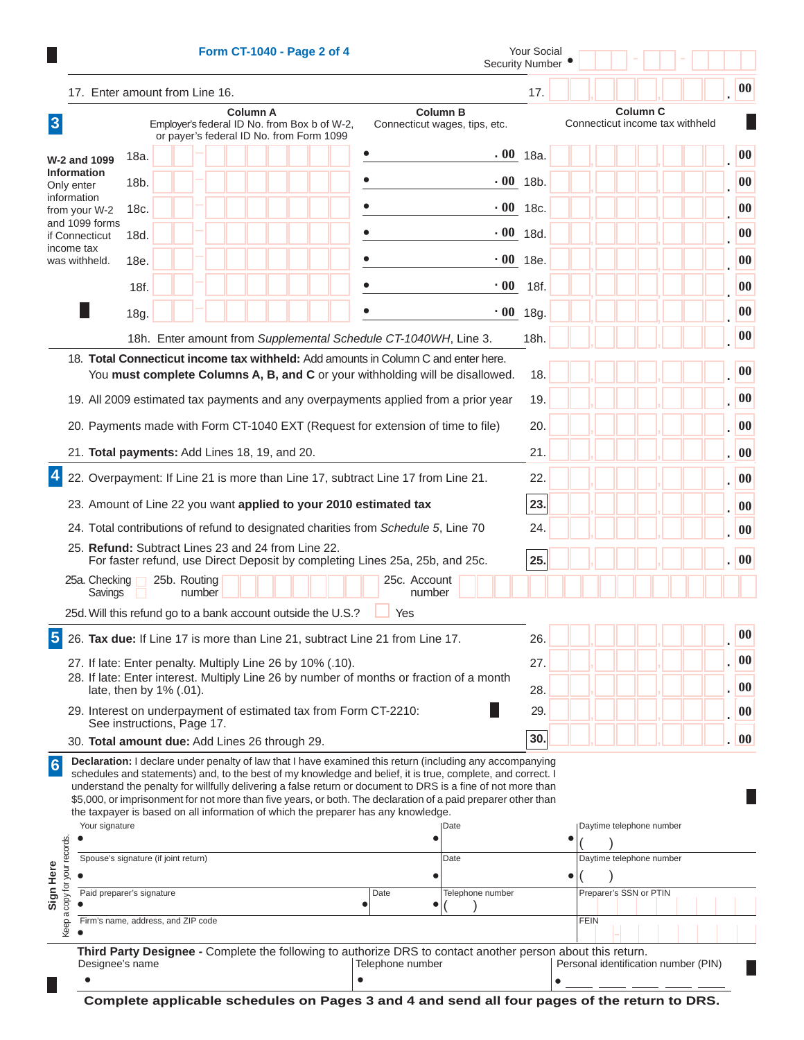## Form CT-1040 - Page 2 of 4

Your Social Security Number •

17. Enter amount from Line 16. | 17. | .00

### 3

| W-2 and 1099 Information | Column A Employer's federal ID No. from Box b of W-2, or payer's federal ID No. from Form 1099 | Column B Connecticut wages, tips, etc. | | Column C Connecticut income tax withheld |
|---|---|---|---|---|
| Only enter information from your W-2 and 1099 forms if Connecticut income tax was withheld. 18a. | | • .00 | 18a. | .00 |
| 18b. | | • .00 | 18b. | .00 |
| 18c. | | • .00 | 18c. | .00 |
| 18d. | | • .00 | 18d. | .00 |
| 18e. | | • .00 | 18e. | .00 |
| 18f. | | • .00 | 18f. | .00 |
| 18g. | | • .00 | 18g. | .00 |

18h. Enter amount from *Supplemental Schedule CT-1040WH*, Line 3. | 18h. | .00

18. **Total Connecticut income tax withheld:** Add amounts in Column C and enter here. You **must complete Columns A, B, and C** or your withholding will be disallowed. | 18. | .00

19. All 2009 estimated tax payments and any overpayments applied from a prior year | 19. | .00

20. Payments made with Form CT-1040 EXT (Request for extension of time to file) | 20. | .00

21. **Total payments:** Add Lines 18, 19, and 20. | 21. | .00

### 4

22. Overpayment: If Line 21 is more than Line 17, subtract Line 17 from Line 21. | 22. | .00

23. Amount of Line 22 you want **applied to your 2010 estimated tax** | 23. | .00

24. Total contributions of refund to designated charities from *Schedule 5*, Line 70 | 24. | .00

25. **Refund:** Subtract Lines 23 and 24 from Line 22. For faster refund, use Direct Deposit by completing Lines 25a, 25b, and 25c. | 25. | .00

25a. Checking ☐ Savings ☐ 25b. Routing number ______ 25c. Account number ______

25d. Will this refund go to a bank account outside the U.S.? ☐ Yes

### 5

26. **Tax due:** If Line 17 is more than Line 21, subtract Line 21 from Line 17. | 26. | .00

27. If late: Enter penalty. Multiply Line 26 by 10% (.10). | 27. | .00

28. If late: Enter interest. Multiply Line 26 by number of months or fraction of a month late, then by 1% (.01). | 28. | .00

29. Interest on underpayment of estimated tax from Form CT-2210: See instructions, Page 17. | 29. | .00

30. **Total amount due:** Add Lines 26 through 29. | 30. | .00

### 6

**Declaration:** I declare under penalty of law that I have examined this return (including any accompanying schedules and statements) and, to the best of my knowledge and belief, it is true, complete, and correct. I understand the penalty for willfully delivering a false return or document to DRS is a fine of not more than $5,000, or imprisonment for not more than five years, or both. The declaration of a paid preparer other than the taxpayer is based on all information of which the preparer has any knowledge.

**Sign Here** — Keep a copy for your records.

| Your signature • | Date • | Daytime telephone number • ( ) |
|---|---|---|
| Spouse's signature (if joint return) • | Date • | Daytime telephone number • ( ) |
| Paid preparer's signature • | Date • / Telephone number • ( ) | Preparer's SSN or PTIN |
| Firm's name, address, and ZIP code • | | FEIN |

**Third Party Designee -** Complete the following to authorize DRS to contact another person about this return.

| Designee's name | Telephone number | Personal identification number (PIN) |
|---|---|---|
| • | • | • |

**Complete applicable schedules on Pages 3 and 4 and send all four pages of the return to DRS.**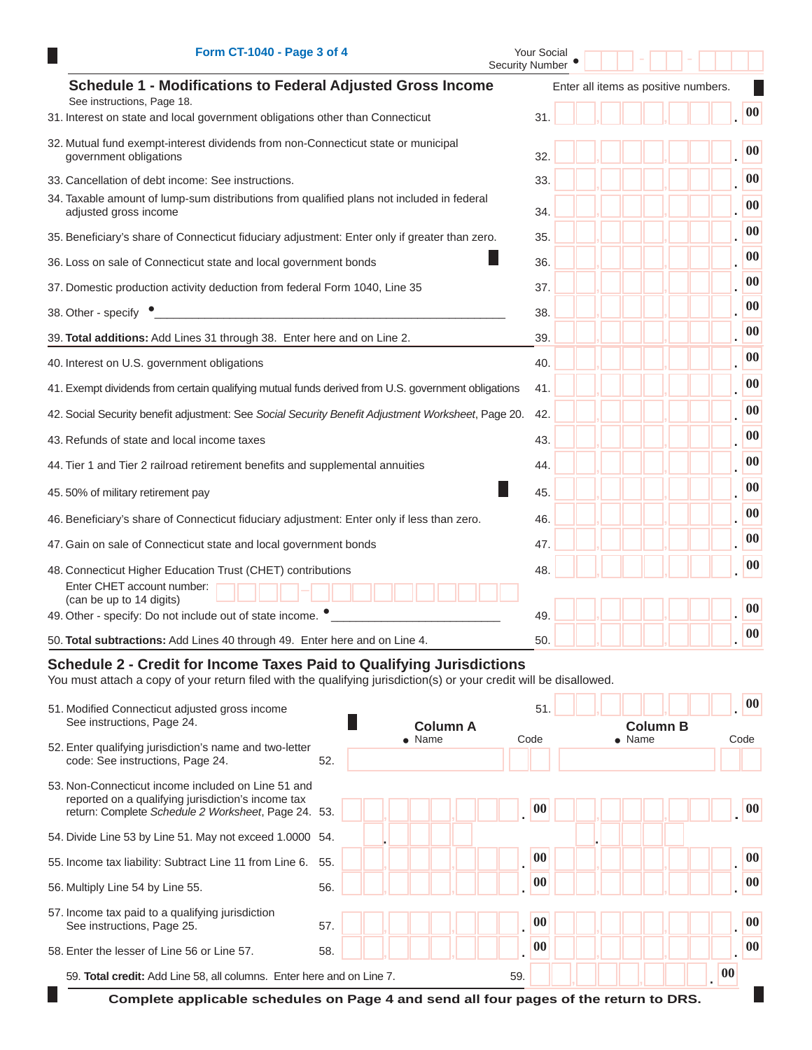Form CT-1040 - Page 3 of 4

Your Social Security Number • ___ - ___ - ___

## Schedule 1 - Modifications to Federal Adjusted Gross Income

See instructions, Page 18.

Enter all items as positive numbers.

| Line | Description | Amount |
|---|---|---|
| 31. | Interest on state and local government obligations other than Connecticut | .00 |
| 32. | Mutual fund exempt-interest dividends from non-Connecticut state or municipal government obligations | .00 |
| 33. | Cancellation of debt income: See instructions. | .00 |
| 34. | Taxable amount of lump-sum distributions from qualified plans not included in federal adjusted gross income | .00 |
| 35. | Beneficiary's share of Connecticut fiduciary adjustment: Enter only if greater than zero. | .00 |
| 36. | Loss on sale of Connecticut state and local government bonds | .00 |
| 37. | Domestic production activity deduction from federal Form 1040, Line 35 | .00 |
| 38. | Other - specify • ______________________________ | .00 |
| 39. | **Total additions:** Add Lines 31 through 38. Enter here and on Line 2. | .00 |
| 40. | Interest on U.S. government obligations | .00 |
| 41. | Exempt dividends from certain qualifying mutual funds derived from U.S. government obligations | .00 |
| 42. | Social Security benefit adjustment: See *Social Security Benefit Adjustment Worksheet*, Page 20. | .00 |
| 43. | Refunds of state and local income taxes | .00 |
| 44. | Tier 1 and Tier 2 railroad retirement benefits and supplemental annuities | .00 |
| 45. | 50% of military retirement pay | .00 |
| 46. | Beneficiary's share of Connecticut fiduciary adjustment: Enter only if less than zero. | .00 |
| 47. | Gain on sale of Connecticut state and local government bonds | .00 |
| 48. | Connecticut Higher Education Trust (CHET) contributions<br>Enter CHET account number: (can be up to 14 digits) ____ - __________ | .00 |
| 49. | Other - specify: Do not include out of state income. • ______________________ | .00 |
| 50. | **Total subtractions:** Add Lines 40 through 49. Enter here and on Line 4. | .00 |

## Schedule 2 - Credit for Income Taxes Paid to Qualifying Jurisdictions

You must attach a copy of your return filed with the qualifying jurisdiction(s) or your credit will be disallowed.

51. Modified Connecticut adjusted gross income See instructions, Page 24. 51. ________ .00

| Line | Description | Column A | Column B |
|---|---|---|---|
| 52. | Enter qualifying jurisdiction's name and two-letter code: See instructions, Page 24. | • Name / Code | • Name / Code |
| 53. | Non-Connecticut income included on Line 51 and reported on a qualifying jurisdiction's income tax return: Complete *Schedule 2 Worksheet*, Page 24. | .00 | .00 |
| 54. | Divide Line 53 by Line 51. May not exceed 1.0000 | . | . |
| 55. | Income tax liability: Subtract Line 11 from Line 6. | .00 | .00 |
| 56. | Multiply Line 54 by Line 55. | .00 | .00 |
| 57. | Income tax paid to a qualifying jurisdiction See instructions, Page 25. | .00 | .00 |
| 58. | Enter the lesser of Line 56 or Line 57. | .00 | .00 |

59. **Total credit:** Add Line 58, all columns. Enter here and on Line 7. 59. ________ .00

**Complete applicable schedules on Page 4 and send all four pages of the return to DRS.**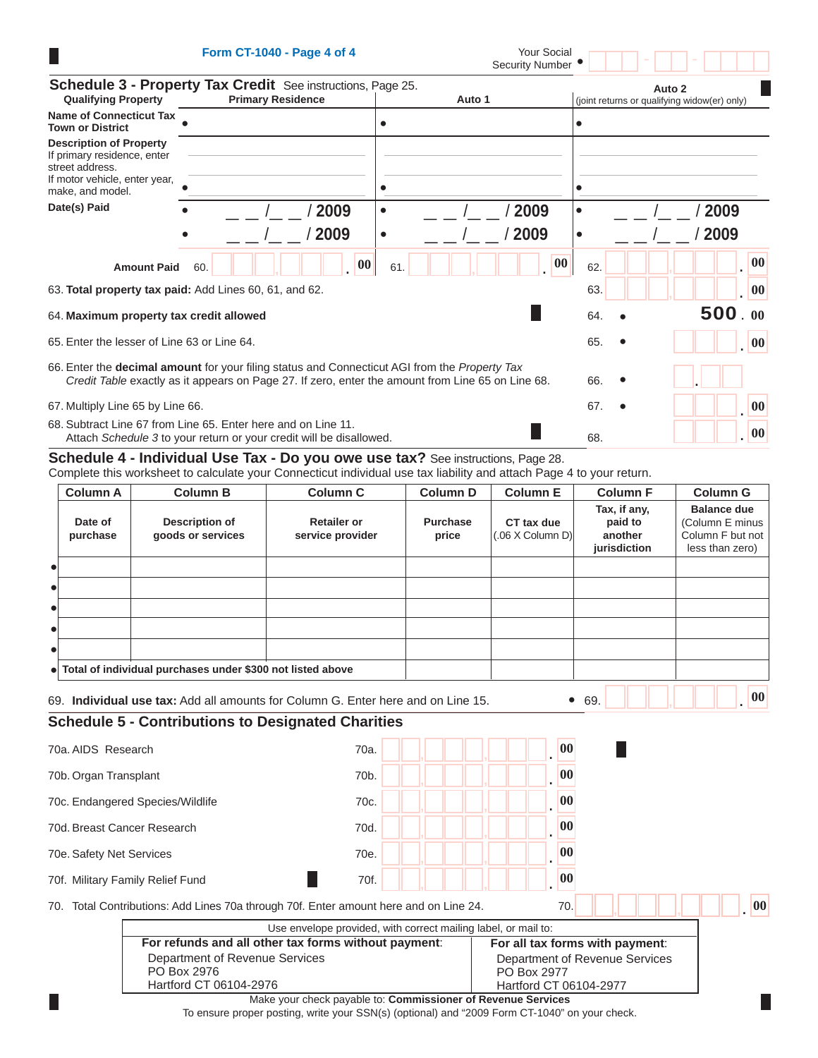Form CT-1040 - Page 4 of 4

Your Social Security Number • ___ - __ - ____

## Schedule 3 - Property Tax Credit

See instructions, Page 25.

| Qualifying Property | Primary Residence | Auto 1 | Auto 2 (joint returns or qualifying widow(er) only) |
|---|---|---|---|
| Name of Connecticut Tax Town or District | • | • | • |
| Description of Property<br>If primary residence, enter street address.<br>If motor vehicle, enter year, make, and model. | • | • | • |
| Date(s) Paid | • __ /__ / 2009<br>• __ /__ / 2009 | • __ /__ / 2009<br>• __ /__ / 2009 | • __ /__ / 2009<br>• __ /__ / 2009 |
| Amount Paid | 60. .00 | 61. .00 | 62. .00 |

63. **Total property tax paid:** Add Lines 60, 61, and 62. — 63. .00

64. **Maximum property tax credit allowed** — 64. • **500**.00

65. Enter the lesser of Line 63 or Line 64. — 65. • .00

66. Enter the **decimal amount** for your filing status and Connecticut AGI from the *Property Tax Credit Table* exactly as it appears on Page 27. If zero, enter the amount from Line 65 on Line 68. — 66. • .

67. Multiply Line 65 by Line 66. — 67. • .00

68. Subtract Line 67 from Line 65. Enter here and on Line 11. Attach *Schedule 3* to your return or your credit will be disallowed. — 68. .00

## Schedule 4 - Individual Use Tax - Do you owe use tax?

See instructions, Page 28.

Complete this worksheet to calculate your Connecticut individual use tax liability and attach Page 4 to your return.

| Column A<br>Date of purchase | Column B<br>Description of goods or services | Column C<br>Retailer or service provider | Column D<br>Purchase price | Column E<br>CT tax due (.06 X Column D) | Column F<br>Tax, if any, paid to another jurisdiction | Column G<br>Balance due (Column E minus Column F but not less than zero) |
|---|---|---|---|---|---|---|
| • | | | | | | |
| • | | | | | | |
| • | | | | | | |
| • | | | | | | |
| • | | | | | | |
| • Total of individual purchases under $300 not listed above | | | | | | |

69. **Individual use tax:** Add all amounts for Column G. Enter here and on Line 15. — • 69. .00

## Schedule 5 - Contributions to Designated Charities

70a. AIDS Research — 70a. .00

70b. Organ Transplant — 70b. .00

70c. Endangered Species/Wildlife — 70c. .00

70d. Breast Cancer Research — 70d. .00

70e. Safety Net Services — 70e. .00

70f. Military Family Relief Fund — 70f. .00

70. Total Contributions: Add Lines 70a through 70f. Enter amount here and on Line 24. — 70. .00

Use envelope provided, with correct mailing label, or mail to:

| **For refunds and all other tax forms without payment**: | **For all tax forms with payment**: |
|---|---|
| Department of Revenue Services<br>PO Box 2976<br>Hartford CT 06104-2976 | Department of Revenue Services<br>PO Box 2977<br>Hartford CT 06104-2977 |

Make your check payable to: **Commissioner of Revenue Services**

To ensure proper posting, write your SSN(s) (optional) and "2009 Form CT-1040" on your check.